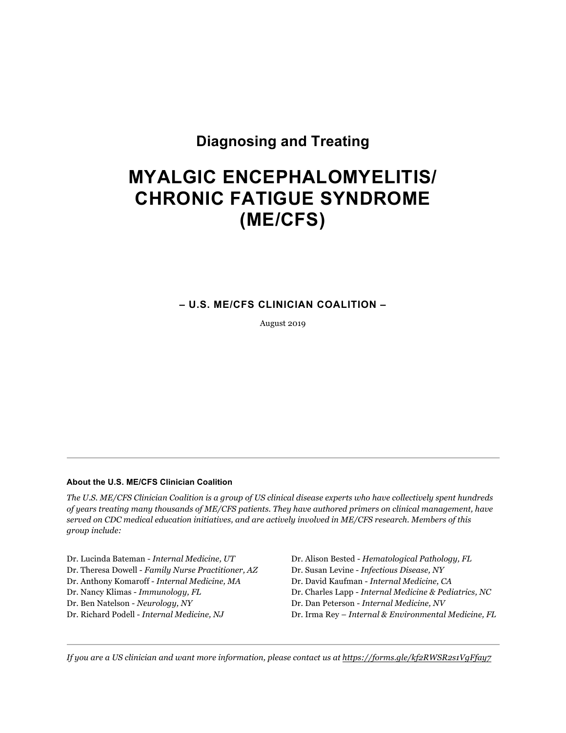## Diagnosing and Treating

# MYALGIC ENCEPHALOMYELITIS/ CHRONIC FATIGUE SYNDROME (ME/CFS)

**– U.S. ME/CFS CLINICIAN COALITION –**

August 2019

---

**About the U.S. ME/CFS Clinician Coalition**

*The U.S. ME/CFS Clinician Coalition is a group of US clinical disease experts who have collectively spent hundreds of years treating many thousands of ME/CFS patients. They have authored primers on clinical management, have served on CDC medical education initiatives, and are actively involved in ME/CFS research. Members of this group include:*

Dr. Lucinda Bateman - *Internal Medicine, UT*
Dr. Theresa Dowell - *Family Nurse Practitioner, AZ*
Dr. Anthony Komaroff - *Internal Medicine, MA*
Dr. Nancy Klimas - *Immunology, FL*
Dr. Ben Natelson - *Neurology, NY*
Dr. Richard Podell - *Internal Medicine, NJ*
Dr. Alison Bested - *Hematological Pathology, FL*
Dr. Susan Levine - *Infectious Disease, NY*
Dr. David Kaufman - *Internal Medicine, CA*
Dr. Charles Lapp - *Internal Medicine & Pediatrics, NC*
Dr. Dan Peterson - *Internal Medicine, NV*
Dr. Irma Rey – *Internal & Environmental Medicine, FL*

---

*If you are a US clinician and want more information, please contact us at https://forms.gle/kf2RWSR2s1VgFfay7*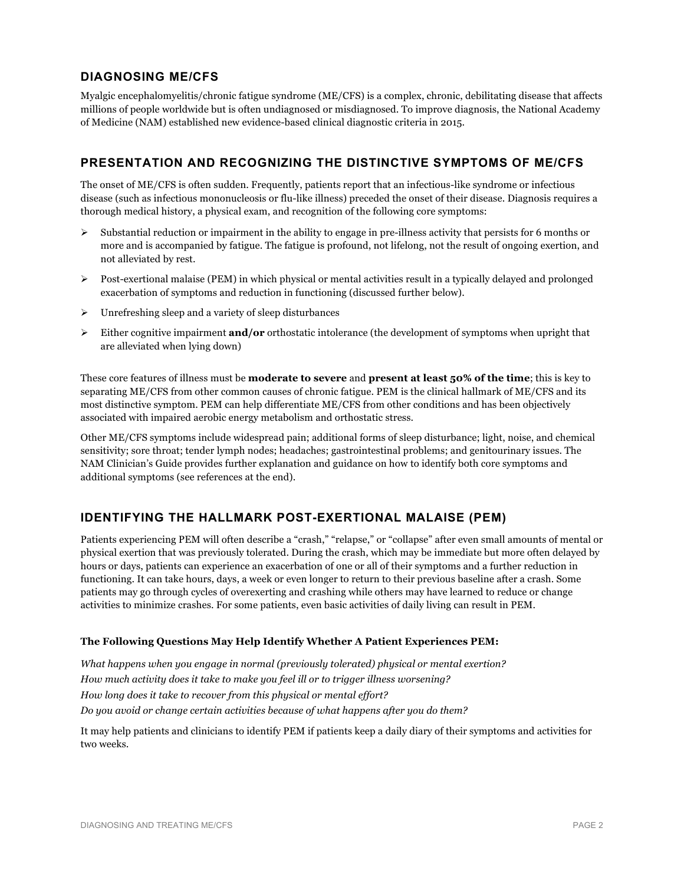## DIAGNOSING ME/CFS

Myalgic encephalomyelitis/chronic fatigue syndrome (ME/CFS) is a complex, chronic, debilitating disease that affects millions of people worldwide but is often undiagnosed or misdiagnosed. To improve diagnosis, the National Academy of Medicine (NAM) established new evidence-based clinical diagnostic criteria in 2015.

## PRESENTATION AND RECOGNIZING THE DISTINCTIVE SYMPTOMS OF ME/CFS

The onset of ME/CFS is often sudden. Frequently, patients report that an infectious-like syndrome or infectious disease (such as infectious mononucleosis or flu-like illness) preceded the onset of their disease. Diagnosis requires a thorough medical history, a physical exam, and recognition of the following core symptoms:

- Substantial reduction or impairment in the ability to engage in pre-illness activity that persists for 6 months or more and is accompanied by fatigue. The fatigue is profound, not lifelong, not the result of ongoing exertion, and not alleviated by rest.
- Post-exertional malaise (PEM) in which physical or mental activities result in a typically delayed and prolonged exacerbation of symptoms and reduction in functioning (discussed further below).
- Unrefreshing sleep and a variety of sleep disturbances
- Either cognitive impairment **and/or** orthostatic intolerance (the development of symptoms when upright that are alleviated when lying down)

These core features of illness must be **moderate to severe** and **present at least 50% of the time**; this is key to separating ME/CFS from other common causes of chronic fatigue. PEM is the clinical hallmark of ME/CFS and its most distinctive symptom. PEM can help differentiate ME/CFS from other conditions and has been objectively associated with impaired aerobic energy metabolism and orthostatic stress.

Other ME/CFS symptoms include widespread pain; additional forms of sleep disturbance; light, noise, and chemical sensitivity; sore throat; tender lymph nodes; headaches; gastrointestinal problems; and genitourinary issues. The NAM Clinician's Guide provides further explanation and guidance on how to identify both core symptoms and additional symptoms (see references at the end).

## IDENTIFYING THE HALLMARK POST-EXERTIONAL MALAISE (PEM)

Patients experiencing PEM will often describe a "crash," "relapse," or "collapse" after even small amounts of mental or physical exertion that was previously tolerated. During the crash, which may be immediate but more often delayed by hours or days, patients can experience an exacerbation of one or all of their symptoms and a further reduction in functioning. It can take hours, days, a week or even longer to return to their previous baseline after a crash. Some patients may go through cycles of overexerting and crashing while others may have learned to reduce or change activities to minimize crashes. For some patients, even basic activities of daily living can result in PEM.

#### The Following Questions May Help Identify Whether A Patient Experiences PEM:

*What happens when you engage in normal (previously tolerated) physical or mental exertion?*
*How much activity does it take to make you feel ill or to trigger illness worsening?*
*How long does it take to recover from this physical or mental effort?*
*Do you avoid or change certain activities because of what happens after you do them?*

It may help patients and clinicians to identify PEM if patients keep a daily diary of their symptoms and activities for two weeks.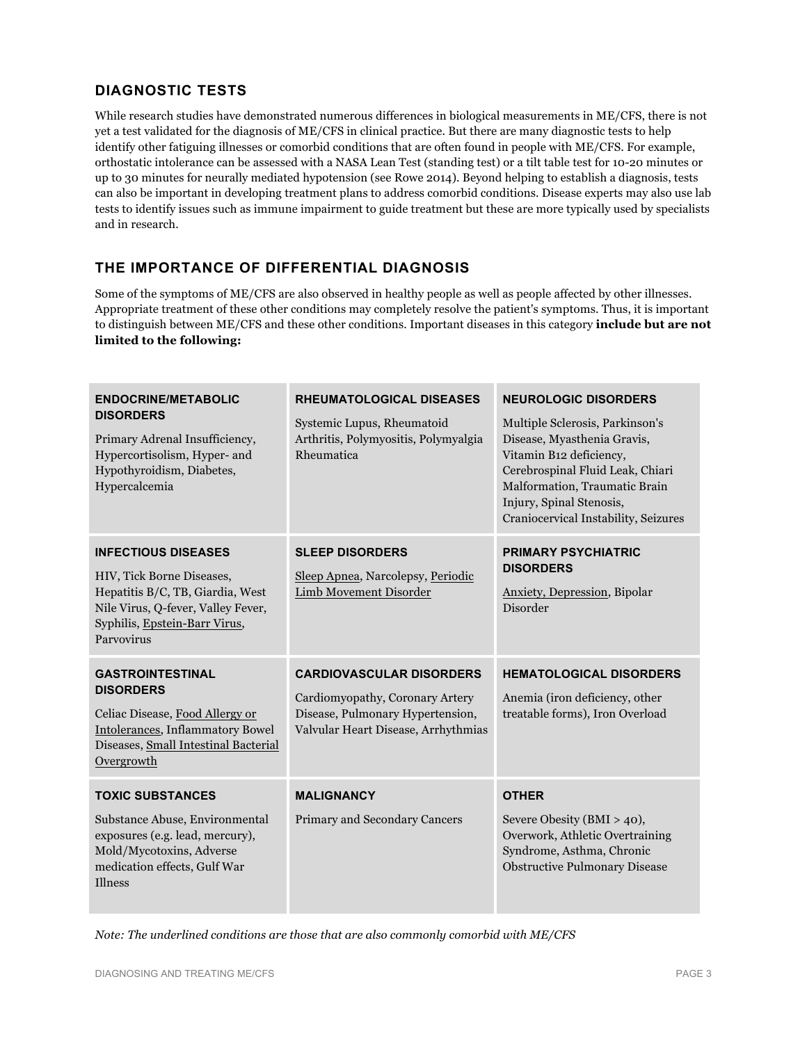## DIAGNOSTIC TESTS

While research studies have demonstrated numerous differences in biological measurements in ME/CFS, there is not yet a test validated for the diagnosis of ME/CFS in clinical practice. But there are many diagnostic tests to help identify other fatiguing illnesses or comorbid conditions that are often found in people with ME/CFS. For example, orthostatic intolerance can be assessed with a NASA Lean Test (standing test) or a tilt table test for 10-20 minutes or up to 30 minutes for neurally mediated hypotension (see Rowe 2014). Beyond helping to establish a diagnosis, tests can also be important in developing treatment plans to address comorbid conditions. Disease experts may also use lab tests to identify issues such as immune impairment to guide treatment but these are more typically used by specialists and in research.

## THE IMPORTANCE OF DIFFERENTIAL DIAGNOSIS

Some of the symptoms of ME/CFS are also observed in healthy people as well as people affected by other illnesses. Appropriate treatment of these other conditions may completely resolve the patient's symptoms. Thus, it is important to distinguish between ME/CFS and these other conditions. Important diseases in this category **include but are not limited to the following:**

| **ENDOCRINE/METABOLIC DISORDERS** | **RHEUMATOLOGICAL DISEASES** | **NEUROLOGIC DISORDERS** |
|---|---|---|
| Primary Adrenal Insufficiency, Hypercortisolism, Hyper- and Hypothyroidism, Diabetes, Hypercalcemia | Systemic Lupus, Rheumatoid Arthritis, Polymyositis, Polymyalgia Rheumatica | Multiple Sclerosis, Parkinson's Disease, Myasthenia Gravis, Vitamin B12 deficiency, Cerebrospinal Fluid Leak, Chiari Malformation, Traumatic Brain Injury, Spinal Stenosis, Craniocervical Instability, Seizures |
| **INFECTIOUS DISEASES** | **SLEEP DISORDERS** | **PRIMARY PSYCHIATRIC DISORDERS** |
| HIV, Tick Borne Diseases, Hepatitis B/C, TB, Giardia, West Nile Virus, Q-fever, Valley Fever, Syphilis, <u>Epstein-Barr Virus</u>, Parvovirus | <u>Sleep Apnea</u>, Narcolepsy, <u>Periodic Limb Movement Disorder</u> | <u>Anxiety, Depression</u>, Bipolar Disorder |
| **GASTROINTESTINAL DISORDERS** | **CARDIOVASCULAR DISORDERS** | **HEMATOLOGICAL DISORDERS** |
| Celiac Disease, <u>Food Allergy or Intolerances</u>, Inflammatory Bowel Diseases, <u>Small Intestinal Bacterial Overgrowth</u> | Cardiomyopathy, Coronary Artery Disease, Pulmonary Hypertension, Valvular Heart Disease, Arrhythmias | Anemia (iron deficiency, other treatable forms), Iron Overload |
| **TOXIC SUBSTANCES** | **MALIGNANCY** | **OTHER** |
| Substance Abuse, Environmental exposures (e.g. lead, mercury), Mold/Mycotoxins, Adverse medication effects, Gulf War Illness | Primary and Secondary Cancers | Severe Obesity (BMI > 40), Overwork, Athletic Overtraining Syndrome, Asthma, Chronic Obstructive Pulmonary Disease |

*Note: The underlined conditions are those that are also commonly comorbid with ME/CFS*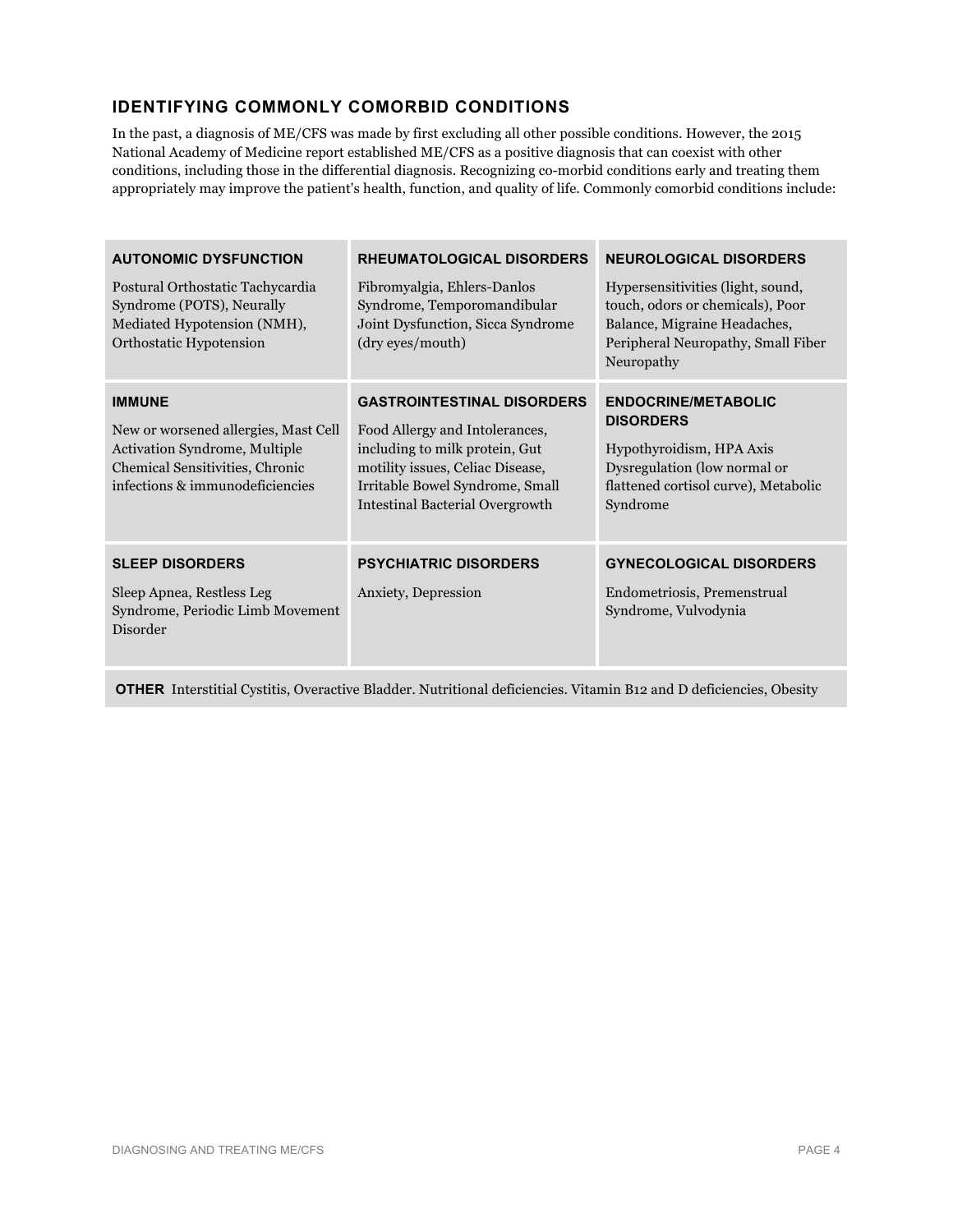## IDENTIFYING COMMONLY COMORBID CONDITIONS

In the past, a diagnosis of ME/CFS was made by first excluding all other possible conditions. However, the 2015 National Academy of Medicine report established ME/CFS as a positive diagnosis that can coexist with other conditions, including those in the differential diagnosis. Recognizing co-morbid conditions early and treating them appropriately may improve the patient's health, function, and quality of life. Commonly comorbid conditions include:

| AUTONOMIC DYSFUNCTION | RHEUMATOLOGICAL DISORDERS | NEUROLOGICAL DISORDERS |
|---|---|---|
| Postural Orthostatic Tachycardia Syndrome (POTS), Neurally Mediated Hypotension (NMH), Orthostatic Hypotension | Fibromyalgia, Ehlers-Danlos Syndrome, Temporomandibular Joint Dysfunction, Sicca Syndrome (dry eyes/mouth) | Hypersensitivities (light, sound, touch, odors or chemicals), Poor Balance, Migraine Headaches, Peripheral Neuropathy, Small Fiber Neuropathy |
| **IMMUNE** | **GASTROINTESTINAL DISORDERS** | **ENDOCRINE/METABOLIC DISORDERS** |
| New or worsened allergies, Mast Cell Activation Syndrome, Multiple Chemical Sensitivities, Chronic infections & immunodeficiencies | Food Allergy and Intolerances, including to milk protein, Gut motility issues, Celiac Disease, Irritable Bowel Syndrome, Small Intestinal Bacterial Overgrowth | Hypothyroidism, HPA Axis Dysregulation (low normal or flattened cortisol curve), Metabolic Syndrome |
| **SLEEP DISORDERS** | **PSYCHIATRIC DISORDERS** | **GYNECOLOGICAL DISORDERS** |
| Sleep Apnea, Restless Leg Syndrome, Periodic Limb Movement Disorder | Anxiety, Depression | Endometriosis, Premenstrual Syndrome, Vulvodynia |

**OTHER** Interstitial Cystitis, Overactive Bladder. Nutritional deficiencies. Vitamin B12 and D deficiencies, Obesity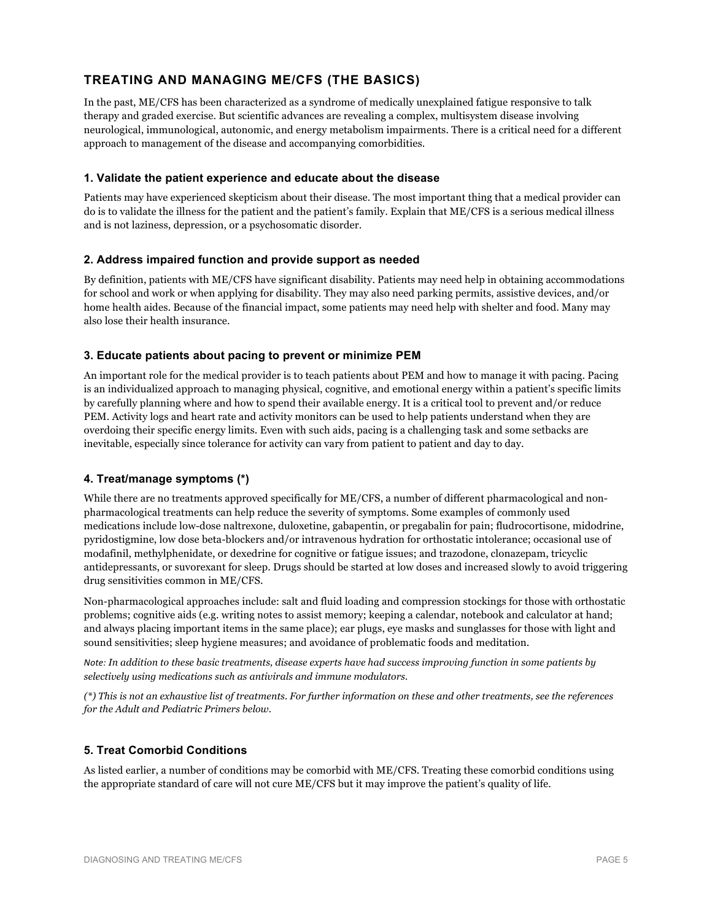## TREATING AND MANAGING ME/CFS (THE BASICS)

In the past, ME/CFS has been characterized as a syndrome of medically unexplained fatigue responsive to talk therapy and graded exercise. But scientific advances are revealing a complex, multisystem disease involving neurological, immunological, autonomic, and energy metabolism impairments. There is a critical need for a different approach to management of the disease and accompanying comorbidities.

### 1. Validate the patient experience and educate about the disease

Patients may have experienced skepticism about their disease. The most important thing that a medical provider can do is to validate the illness for the patient and the patient's family. Explain that ME/CFS is a serious medical illness and is not laziness, depression, or a psychosomatic disorder.

### 2. Address impaired function and provide support as needed

By definition, patients with ME/CFS have significant disability. Patients may need help in obtaining accommodations for school and work or when applying for disability. They may also need parking permits, assistive devices, and/or home health aides. Because of the financial impact, some patients may need help with shelter and food. Many may also lose their health insurance.

### 3. Educate patients about pacing to prevent or minimize PEM

An important role for the medical provider is to teach patients about PEM and how to manage it with pacing. Pacing is an individualized approach to managing physical, cognitive, and emotional energy within a patient's specific limits by carefully planning where and how to spend their available energy. It is a critical tool to prevent and/or reduce PEM. Activity logs and heart rate and activity monitors can be used to help patients understand when they are overdoing their specific energy limits. Even with such aids, pacing is a challenging task and some setbacks are inevitable, especially since tolerance for activity can vary from patient to patient and day to day.

### 4. Treat/manage symptoms (*)

While there are no treatments approved specifically for ME/CFS, a number of different pharmacological and non-pharmacological treatments can help reduce the severity of symptoms. Some examples of commonly used medications include low-dose naltrexone, duloxetine, gabapentin, or pregabalin for pain; fludrocortisone, midodrine, pyridostigmine, low dose beta-blockers and/or intravenous hydration for orthostatic intolerance; occasional use of modafinil, methylphenidate, or dexedrine for cognitive or fatigue issues; and trazodone, clonazepam, tricyclic antidepressants, or suvorexant for sleep. Drugs should be started at low doses and increased slowly to avoid triggering drug sensitivities common in ME/CFS.

Non-pharmacological approaches include: salt and fluid loading and compression stockings for those with orthostatic problems; cognitive aids (e.g. writing notes to assist memory; keeping a calendar, notebook and calculator at hand; and always placing important items in the same place); ear plugs, eye masks and sunglasses for those with light and sound sensitivities; sleep hygiene measures; and avoidance of problematic foods and meditation.

*Note: In addition to these basic treatments, disease experts have had success improving function in some patients by selectively using medications such as antivirals and immune modulators.*

*(*) This is not an exhaustive list of treatments. For further information on these and other treatments, see the references for the Adult and Pediatric Primers below.*

### 5. Treat Comorbid Conditions

As listed earlier, a number of conditions may be comorbid with ME/CFS. Treating these comorbid conditions using the appropriate standard of care will not cure ME/CFS but it may improve the patient's quality of life.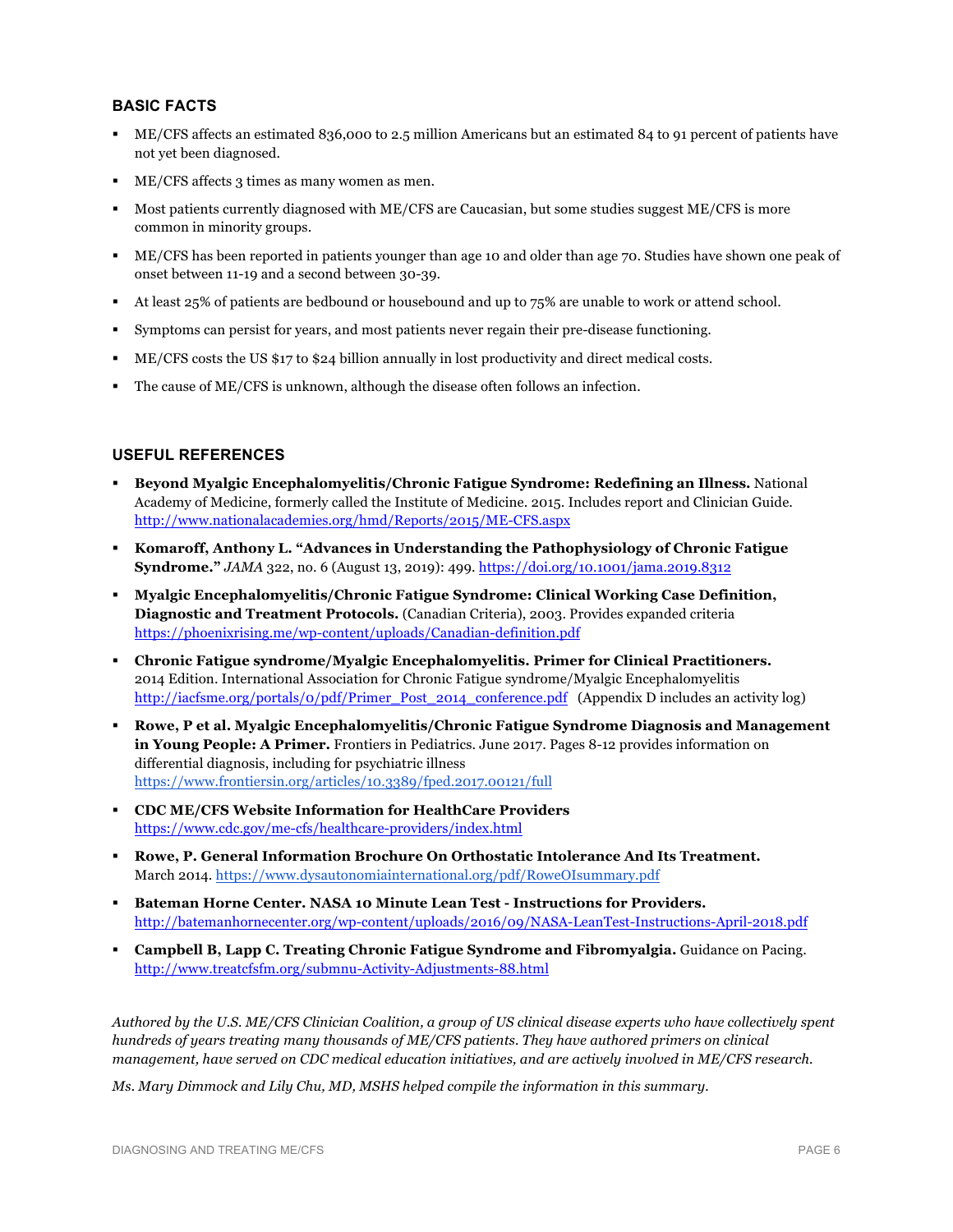## BASIC FACTS

- ME/CFS affects an estimated 836,000 to 2.5 million Americans but an estimated 84 to 91 percent of patients have not yet been diagnosed.
- ME/CFS affects 3 times as many women as men.
- Most patients currently diagnosed with ME/CFS are Caucasian, but some studies suggest ME/CFS is more common in minority groups.
- ME/CFS has been reported in patients younger than age 10 and older than age 70. Studies have shown one peak of onset between 11-19 and a second between 30-39.
- At least 25% of patients are bedbound or housebound and up to 75% are unable to work or attend school.
- Symptoms can persist for years, and most patients never regain their pre-disease functioning.
- ME/CFS costs the US $17 to $24 billion annually in lost productivity and direct medical costs.
- The cause of ME/CFS is unknown, although the disease often follows an infection.

## USEFUL REFERENCES

- **Beyond Myalgic Encephalomyelitis/Chronic Fatigue Syndrome: Redefining an Illness.** National Academy of Medicine, formerly called the Institute of Medicine. 2015. Includes report and Clinician Guide. http://www.nationalacademies.org/hmd/Reports/2015/ME-CFS.aspx
- **Komaroff, Anthony L. "Advances in Understanding the Pathophysiology of Chronic Fatigue Syndrome."** *JAMA* 322, no. 6 (August 13, 2019): 499. https://doi.org/10.1001/jama.2019.8312
- **Myalgic Encephalomyelitis/Chronic Fatigue Syndrome: Clinical Working Case Definition, Diagnostic and Treatment Protocols.** (Canadian Criteria), 2003. Provides expanded criteria https://phoenixrising.me/wp-content/uploads/Canadian-definition.pdf
- **Chronic Fatigue syndrome/Myalgic Encephalomyelitis. Primer for Clinical Practitioners.** 2014 Edition. International Association for Chronic Fatigue syndrome/Myalgic Encephalomyelitis http://iacfsme.org/portals/0/pdf/Primer_Post_2014_conference.pdf (Appendix D includes an activity log)
- **Rowe, P et al. Myalgic Encephalomyelitis/Chronic Fatigue Syndrome Diagnosis and Management in Young People: A Primer.** Frontiers in Pediatrics. June 2017. Pages 8-12 provides information on differential diagnosis, including for psychiatric illness https://www.frontiersin.org/articles/10.3389/fped.2017.00121/full
- **CDC ME/CFS Website Information for HealthCare Providers** https://www.cdc.gov/me-cfs/healthcare-providers/index.html
- **Rowe, P. General Information Brochure On Orthostatic Intolerance And Its Treatment.** March 2014. https://www.dysautonomiainternational.org/pdf/RoweOIsummary.pdf
- **Bateman Horne Center. NASA 10 Minute Lean Test - Instructions for Providers.** http://batemanhornecenter.org/wp-content/uploads/2016/09/NASA-LeanTest-Instructions-April-2018.pdf
- **Campbell B, Lapp C. Treating Chronic Fatigue Syndrome and Fibromyalgia.** Guidance on Pacing. http://www.treatcfsfm.org/submnu-Activity-Adjustments-88.html

*Authored by the U.S. ME/CFS Clinician Coalition, a group of US clinical disease experts who have collectively spent hundreds of years treating many thousands of ME/CFS patients. They have authored primers on clinical management, have served on CDC medical education initiatives, and are actively involved in ME/CFS research.*

*Ms. Mary Dimmock and Lily Chu, MD, MSHS helped compile the information in this summary.*